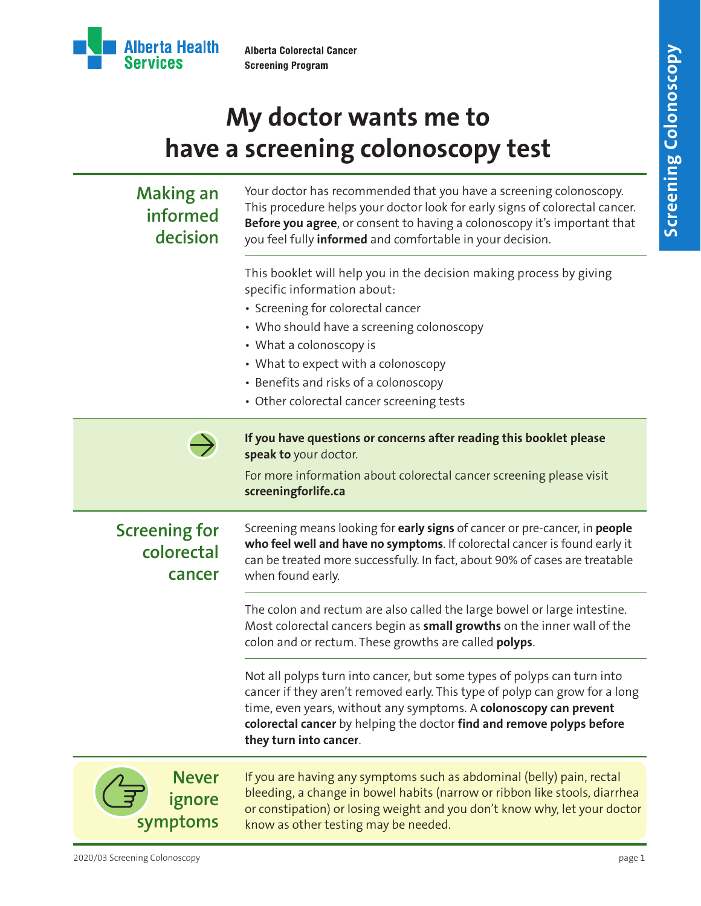Alberta Health Services

Alberta Colorectal Cancer Screening Program

# My doctor wants me to have a screening colonoscopy test

## Making an informed decision

Your doctor has recommended that you have a screening colonoscopy. This procedure helps your doctor look for early signs of colorectal cancer. **Before you agree**, or consent to having a colonoscopy it's important that you feel fully **informed** and comfortable in your decision.

This booklet will help you in the decision making process by giving specific information about:

- Screening for colorectal cancer
- Who should have a screening colonoscopy
- What a colonoscopy is
- What to expect with a colonoscopy
- Benefits and risks of a colonoscopy
- Other colorectal cancer screening tests

**If you have questions or concerns after reading this booklet please speak to** your doctor.

For more information about colorectal cancer screening please visit **screeningforlife.ca**

## Screening for colorectal cancer

Screening means looking for **early signs** of cancer or pre-cancer, in **people who feel well and have no symptoms**. If colorectal cancer is found early it can be treated more successfully. In fact, about 90% of cases are treatable when found early.

The colon and rectum are also called the large bowel or large intestine. Most colorectal cancers begin as **small growths** on the inner wall of the colon and or rectum. These growths are called **polyps**.

Not all polyps turn into cancer, but some types of polyps can turn into cancer if they aren't removed early. This type of polyp can grow for a long time, even years, without any symptoms. A **colonoscopy can prevent colorectal cancer** by helping the doctor **find and remove polyps before they turn into cancer**.

## Never ignore symptoms

If you are having any symptoms such as abdominal (belly) pain, rectal bleeding, a change in bowel habits (narrow or ribbon like stools, diarrhea or constipation) or losing weight and you don't know why, let your doctor know as other testing may be needed.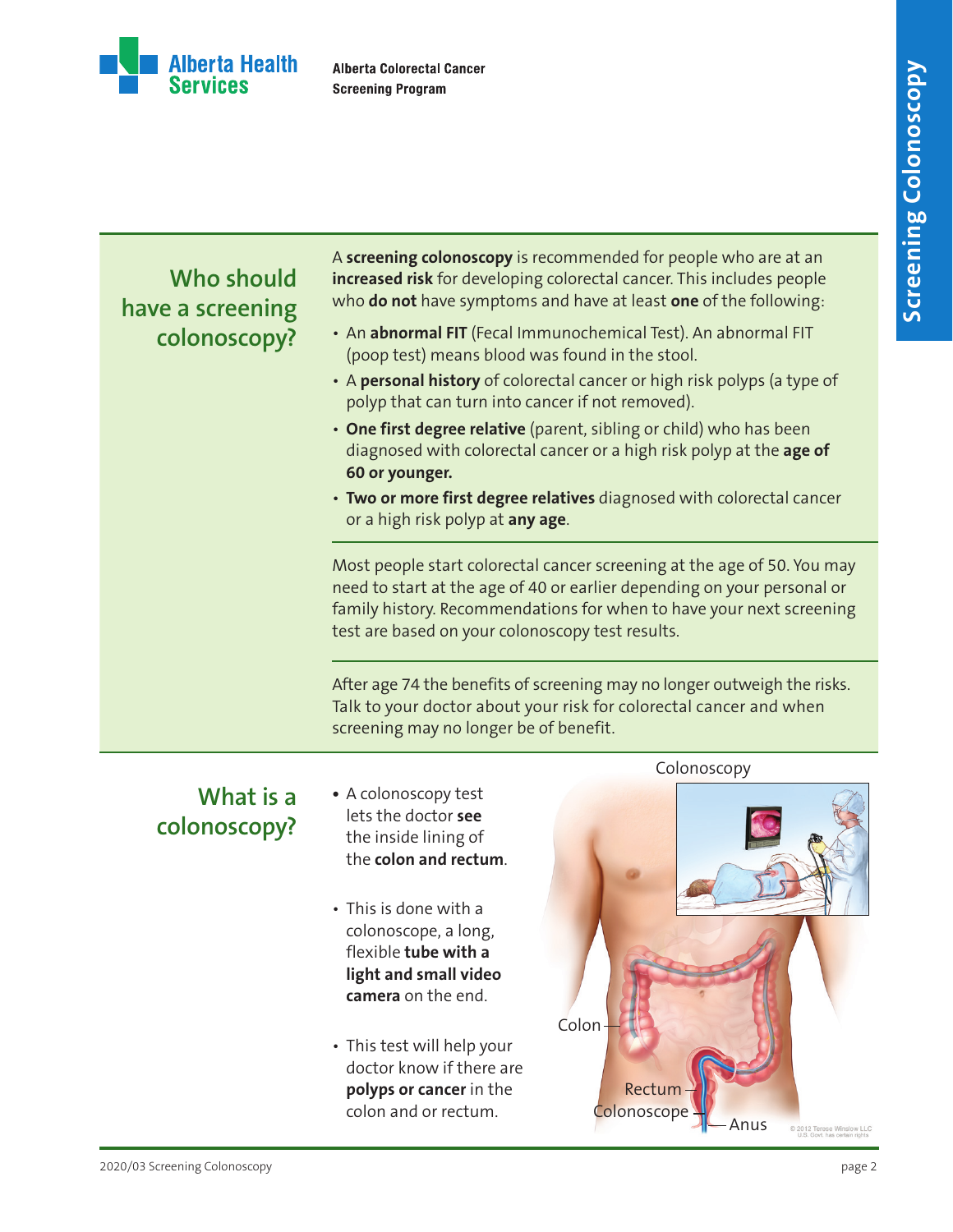## Who should have a screening colonoscopy?

A **screening colonoscopy** is recommended for people who are at an **increased risk** for developing colorectal cancer. This includes people who **do not** have symptoms and have at least **one** of the following:

- An **abnormal FIT** (Fecal Immunochemical Test). An abnormal FIT (poop test) means blood was found in the stool.
- A **personal history** of colorectal cancer or high risk polyps (a type of polyp that can turn into cancer if not removed).
- **One first degree relative** (parent, sibling or child) who has been diagnosed with colorectal cancer or a high risk polyp at the **age of 60 or younger.**
- **Two or more first degree relatives** diagnosed with colorectal cancer or a high risk polyp at **any age**.

Most people start colorectal cancer screening at the age of 50. You may need to start at the age of 40 or earlier depending on your personal or family history. Recommendations for when to have your next screening test are based on your colonoscopy test results.

After age 74 the benefits of screening may no longer outweigh the risks. Talk to your doctor about your risk for colorectal cancer and when screening may no longer be of benefit.

## What is a colonoscopy?

- A colonoscopy test lets the doctor **see** the inside lining of the **colon and rectum**.
- This is done with a colonoscope, a long, flexible **tube with a light and small video camera** on the end.
- This test will help your doctor know if there are **polyps or cancer** in the colon and or rectum.

Colonoscopy

Colon

Rectum

Colonoscope

Anus

© 2012 Terese Winslow LLC U.S. Govt. has certain rights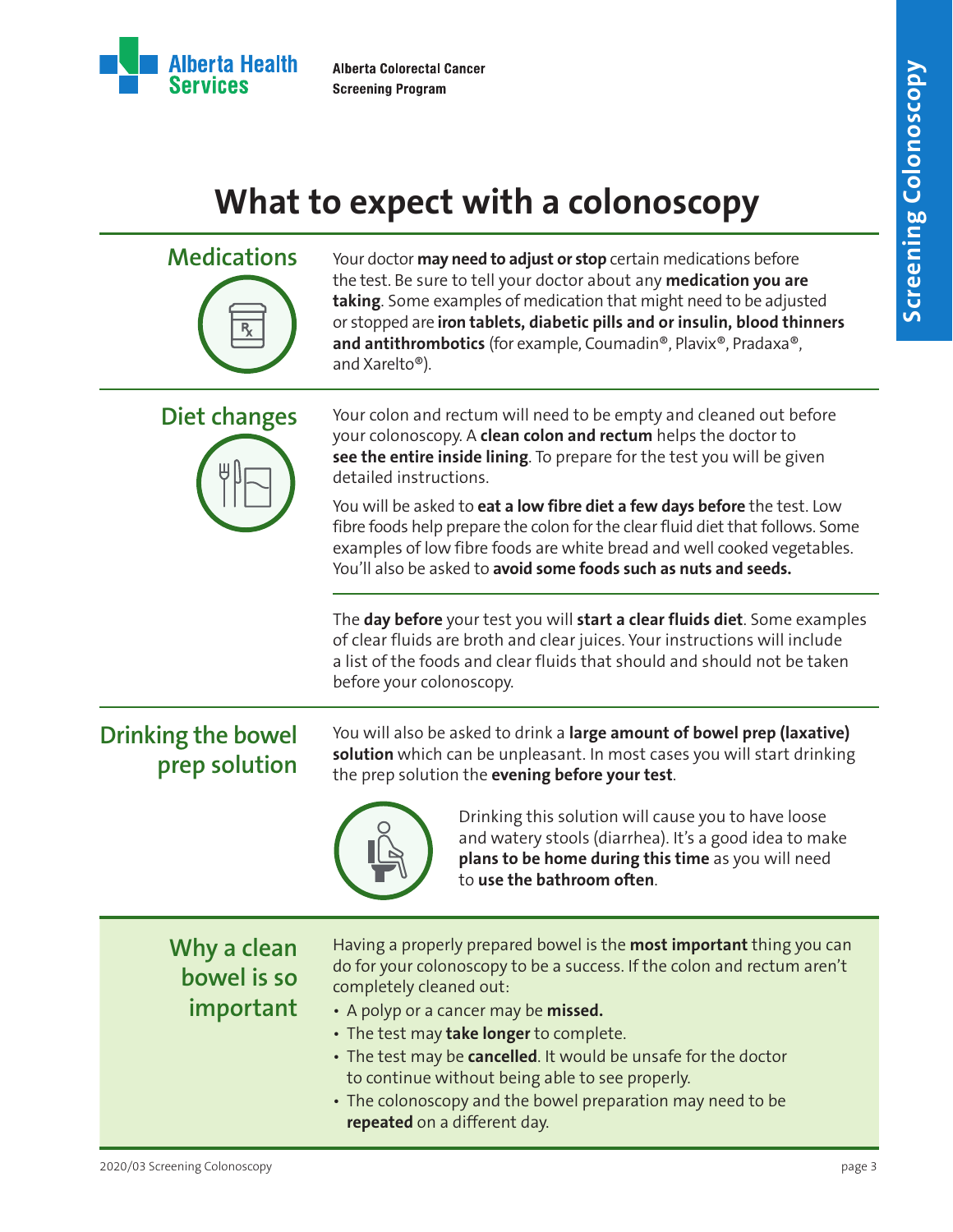# What to expect with a colonoscopy

## Medications

Your doctor **may need to adjust or stop** certain medications before the test. Be sure to tell your doctor about any **medication you are taking**. Some examples of medication that might need to be adjusted or stopped are **iron tablets, diabetic pills and or insulin, blood thinners and antithrombotics** (for example, Coumadin®, Plavix®, Pradaxa®, and Xarelto®).

## Diet changes

Your colon and rectum will need to be empty and cleaned out before your colonoscopy. A **clean colon and rectum** helps the doctor to **see the entire inside lining**. To prepare for the test you will be given detailed instructions.

You will be asked to **eat a low fibre diet a few days before** the test. Low fibre foods help prepare the colon for the clear fluid diet that follows. Some examples of low fibre foods are white bread and well cooked vegetables. You'll also be asked to **avoid some foods such as nuts and seeds.**

The **day before** your test you will **start a clear fluids diet**. Some examples of clear fluids are broth and clear juices. Your instructions will include a list of the foods and clear fluids that should and should not be taken before your colonoscopy.

## Drinking the bowel prep solution

You will also be asked to drink a **large amount of bowel prep (laxative) solution** which can be unpleasant. In most cases you will start drinking the prep solution the **evening before your test**.

Drinking this solution will cause you to have loose and watery stools (diarrhea). It's a good idea to make **plans to be home during this time** as you will need to **use the bathroom often**.

## Why a clean bowel is so important

Having a properly prepared bowel is the **most important** thing you can do for your colonoscopy to be a success. If the colon and rectum aren't completely cleaned out:

- A polyp or a cancer may be **missed.**
- The test may **take longer** to complete.
- The test may be **cancelled**. It would be unsafe for the doctor to continue without being able to see properly.
- The colonoscopy and the bowel preparation may need to be **repeated** on a different day.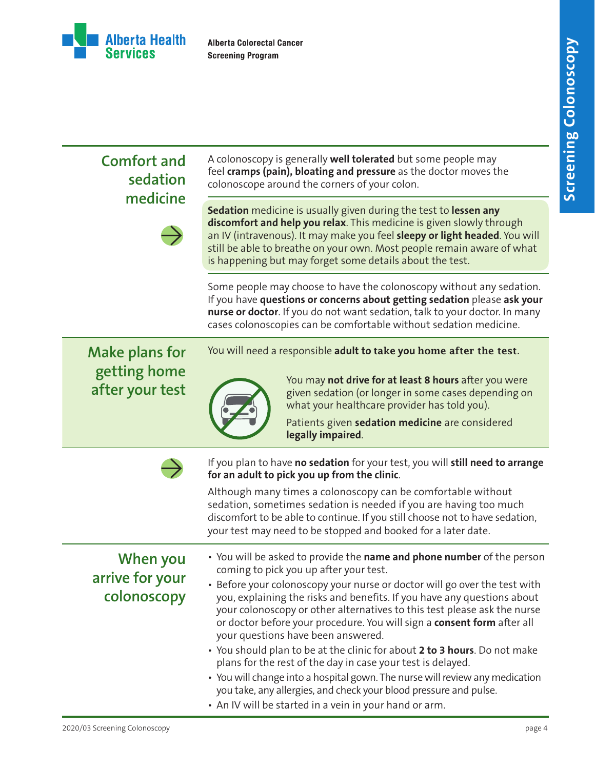## Comfort and sedation medicine

A colonoscopy is generally **well tolerated** but some people may feel **cramps (pain), bloating and pressure** as the doctor moves the colonoscope around the corners of your colon.

**Sedation** medicine is usually given during the test to **lessen any discomfort and help you relax**. This medicine is given slowly through an IV (intravenous). It may make you feel **sleepy or light headed**. You will still be able to breathe on your own. Most people remain aware of what is happening but may forget some details about the test.

Some people may choose to have the colonoscopy without any sedation. If you have **questions or concerns about getting sedation** please **ask your nurse or doctor**. If you do not want sedation, talk to your doctor. In many cases colonoscopies can be comfortable without sedation medicine.

## Make plans for getting home after your test

You will need a responsible **adult to take you home after the test.**

You may **not drive for at least 8 hours** after you were given sedation (or longer in some cases depending on what your healthcare provider has told you).

Patients given **sedation medicine** are considered **legally impaired**.

If you plan to have **no sedation** for your test, you will **still need to arrange for an adult to pick you up from the clinic**.

Although many times a colonoscopy can be comfortable without sedation, sometimes sedation is needed if you are having too much discomfort to be able to continue. If you still choose not to have sedation, your test may need to be stopped and booked for a later date.

## When you arrive for your colonoscopy

- You will be asked to provide the **name and phone number** of the person coming to pick you up after your test.
- Before your colonoscopy your nurse or doctor will go over the test with you, explaining the risks and benefits. If you have any questions about your colonoscopy or other alternatives to this test please ask the nurse or doctor before your procedure. You will sign a **consent form** after all your questions have been answered.
- You should plan to be at the clinic for about **2 to 3 hours**. Do not make plans for the rest of the day in case your test is delayed.
- You will change into a hospital gown. The nurse will review any medication you take, any allergies, and check your blood pressure and pulse.
- An IV will be started in a vein in your hand or arm.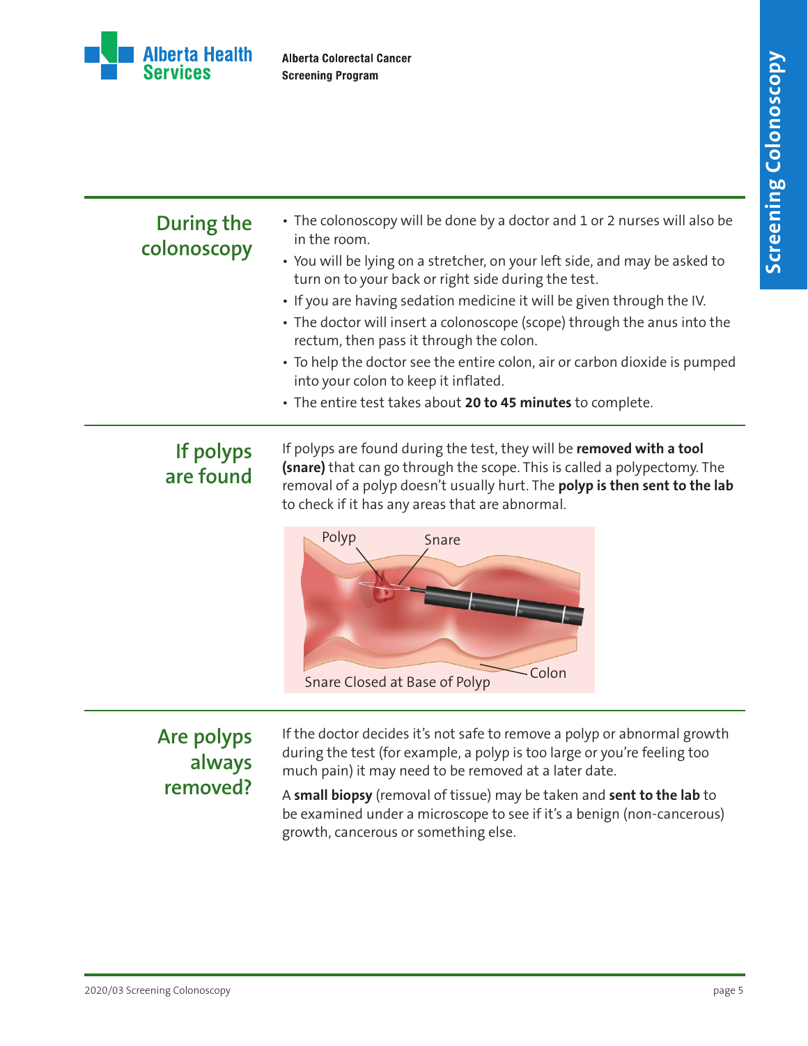## During the colonoscopy

- The colonoscopy will be done by a doctor and 1 or 2 nurses will also be in the room.
- You will be lying on a stretcher, on your left side, and may be asked to turn on to your back or right side during the test.
- If you are having sedation medicine it will be given through the IV.
- The doctor will insert a colonoscope (scope) through the anus into the rectum, then pass it through the colon.
- To help the doctor see the entire colon, air or carbon dioxide is pumped into your colon to keep it inflated.
- The entire test takes about **20 to 45 minutes** to complete.

## If polyps are found

If polyps are found during the test, they will be **removed with a tool (snare)** that can go through the scope. This is called a polypectomy. The removal of a polyp doesn't usually hurt. The **polyp is then sent to the lab** to check if it has any areas that are abnormal.

Snare Closed at Base of Polyp

## Are polyps always removed?

If the doctor decides it's not safe to remove a polyp or abnormal growth during the test (for example, a polyp is too large or you're feeling too much pain) it may need to be removed at a later date.

A **small biopsy** (removal of tissue) may be taken and **sent to the lab** to be examined under a microscope to see if it's a benign (non-cancerous) growth, cancerous or something else.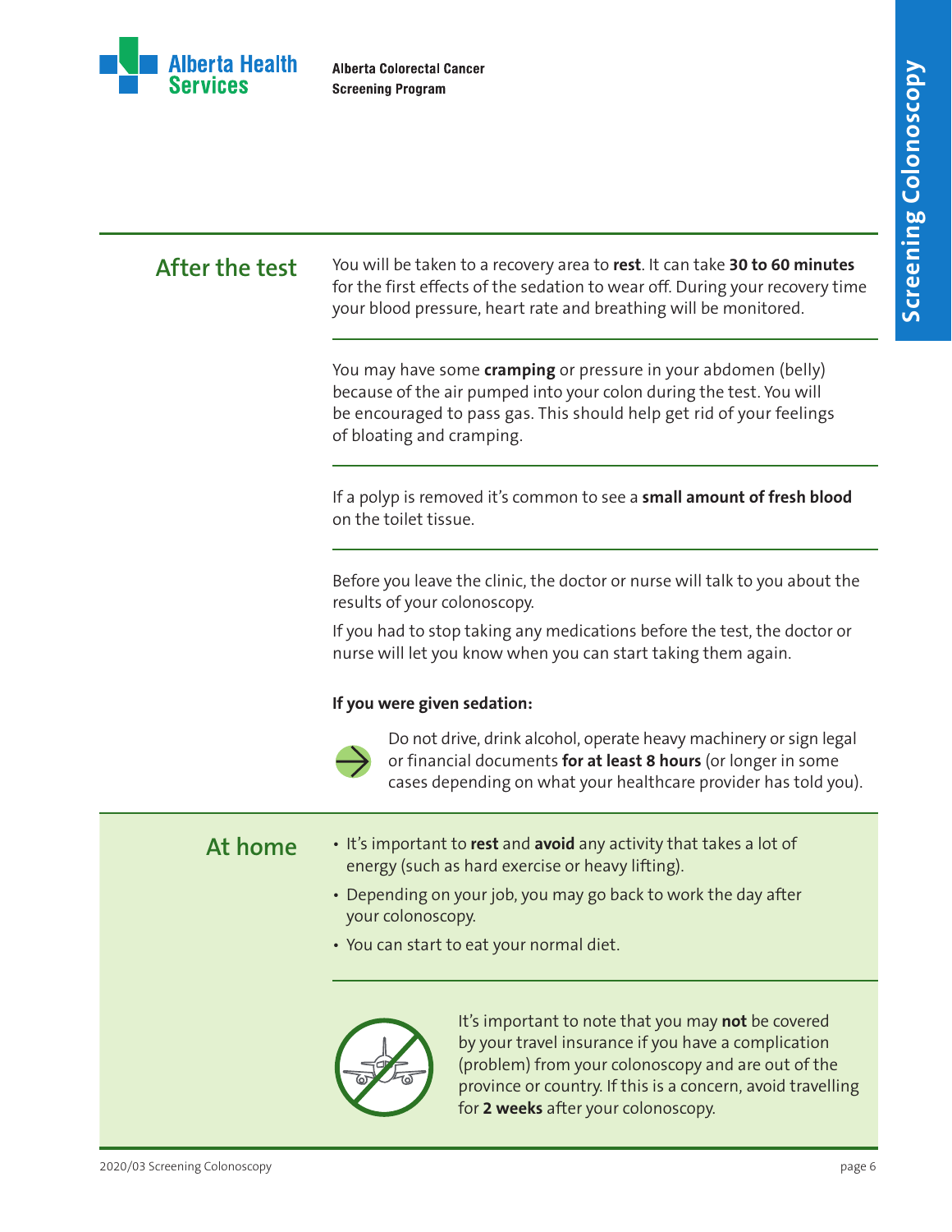## After the test

You will be taken to a recovery area to **rest**. It can take **30 to 60 minutes** for the first effects of the sedation to wear off. During your recovery time your blood pressure, heart rate and breathing will be monitored.

You may have some **cramping** or pressure in your abdomen (belly) because of the air pumped into your colon during the test. You will be encouraged to pass gas. This should help get rid of your feelings of bloating and cramping.

If a polyp is removed it's common to see a **small amount of fresh blood** on the toilet tissue.

Before you leave the clinic, the doctor or nurse will talk to you about the results of your colonoscopy.

If you had to stop taking any medications before the test, the doctor or nurse will let you know when you can start taking them again.

**If you were given sedation:**

Do not drive, drink alcohol, operate heavy machinery or sign legal or financial documents **for at least 8 hours** (or longer in some cases depending on what your healthcare provider has told you).

## At home

- It's important to **rest** and **avoid** any activity that takes a lot of energy (such as hard exercise or heavy lifting).
- Depending on your job, you may go back to work the day after your colonoscopy.
- You can start to eat your normal diet.

It's important to note that you may **not** be covered by your travel insurance if you have a complication (problem) from your colonoscopy and are out of the province or country. If this is a concern, avoid travelling for **2 weeks** after your colonoscopy.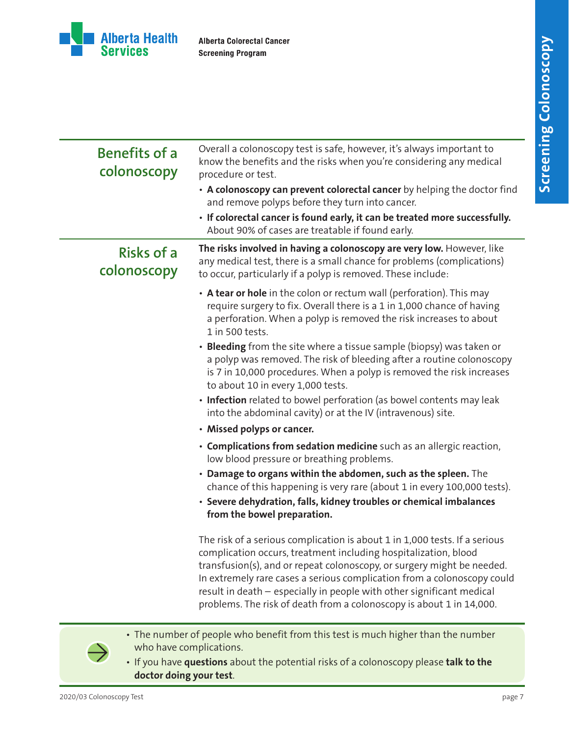## Benefits of a colonoscopy

Overall a colonoscopy test is safe, however, it's always important to know the benefits and the risks when you're considering any medical procedure or test.

- **A colonoscopy can prevent colorectal cancer** by helping the doctor find and remove polyps before they turn into cancer.
- **If colorectal cancer is found early, it can be treated more successfully.** About 90% of cases are treatable if found early.

## Risks of a colonoscopy

**The risks involved in having a colonoscopy are very low.** However, like any medical test, there is a small chance for problems (complications) to occur, particularly if a polyp is removed. These include:

- **A tear or hole** in the colon or rectum wall (perforation). This may require surgery to fix. Overall there is a 1 in 1,000 chance of having a perforation. When a polyp is removed the risk increases to about 1 in 500 tests.
- **Bleeding** from the site where a tissue sample (biopsy) was taken or a polyp was removed. The risk of bleeding after a routine colonoscopy is 7 in 10,000 procedures. When a polyp is removed the risk increases to about 10 in every 1,000 tests.
- **Infection** related to bowel perforation (as bowel contents may leak into the abdominal cavity) or at the IV (intravenous) site.
- **Missed polyps or cancer.**
- **Complications from sedation medicine** such as an allergic reaction, low blood pressure or breathing problems.
- **Damage to organs within the abdomen, such as the spleen.** The chance of this happening is very rare (about 1 in every 100,000 tests).
- **Severe dehydration, falls, kidney troubles or chemical imbalances from the bowel preparation.**

The risk of a serious complication is about 1 in 1,000 tests. If a serious complication occurs, treatment including hospitalization, blood transfusion(s), and or repeat colonoscopy, or surgery might be needed. In extremely rare cases a serious complication from a colonoscopy could result in death – especially in people with other significant medical problems. The risk of death from a colonoscopy is about 1 in 14,000.

- The number of people who benefit from this test is much higher than the number who have complications.
- If you have **questions** about the potential risks of a colonoscopy please **talk to the doctor doing your test**.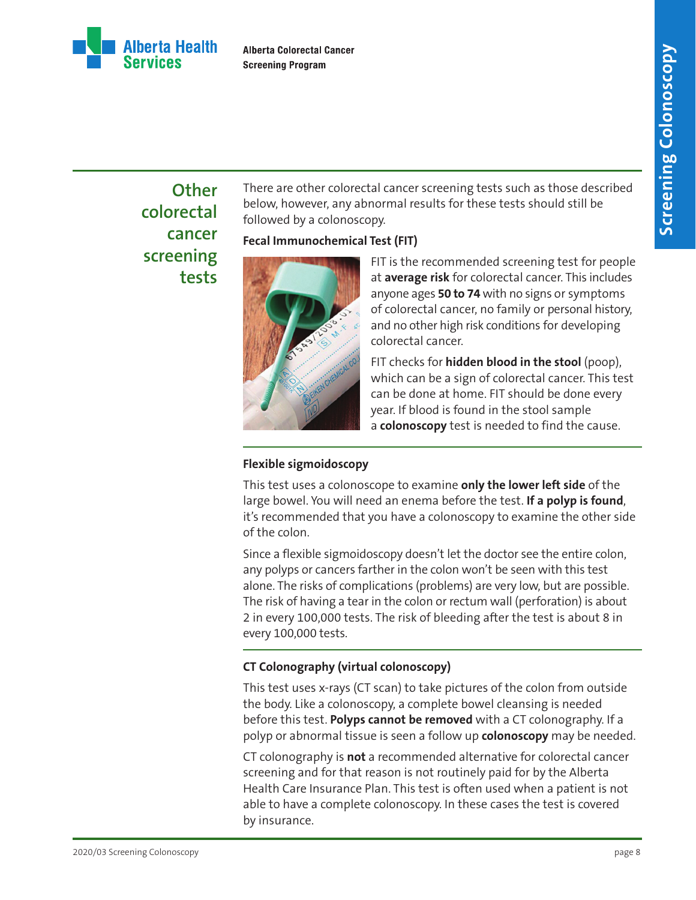## Other colorectal cancer screening tests

There are other colorectal cancer screening tests such as those described below, however, any abnormal results for these tests should still be followed by a colonoscopy.

### Fecal Immunochemical Test (FIT)

FIT is the recommended screening test for people at **average risk** for colorectal cancer. This includes anyone ages **50 to 74** with no signs or symptoms of colorectal cancer, no family or personal history, and no other high risk conditions for developing colorectal cancer.

FIT checks for **hidden blood in the stool** (poop), which can be a sign of colorectal cancer. This test can be done at home. FIT should be done every year. If blood is found in the stool sample a **colonoscopy** test is needed to find the cause.

### Flexible sigmoidoscopy

This test uses a colonoscope to examine **only the lower left side** of the large bowel. You will need an enema before the test. **If a polyp is found**, it's recommended that you have a colonoscopy to examine the other side of the colon.

Since a flexible sigmoidoscopy doesn't let the doctor see the entire colon, any polyps or cancers farther in the colon won't be seen with this test alone. The risks of complications (problems) are very low, but are possible. The risk of having a tear in the colon or rectum wall (perforation) is about 2 in every 100,000 tests. The risk of bleeding after the test is about 8 in every 100,000 tests.

### CT Colonography (virtual colonoscopy)

This test uses x-rays (CT scan) to take pictures of the colon from outside the body. Like a colonoscopy, a complete bowel cleansing is needed before this test. **Polyps cannot be removed** with a CT colonography. If a polyp or abnormal tissue is seen a follow up **colonoscopy** may be needed.

CT colonography is **not** a recommended alternative for colorectal cancer screening and for that reason is not routinely paid for by the Alberta Health Care Insurance Plan. This test is often used when a patient is not able to have a complete colonoscopy. In these cases the test is covered by insurance.